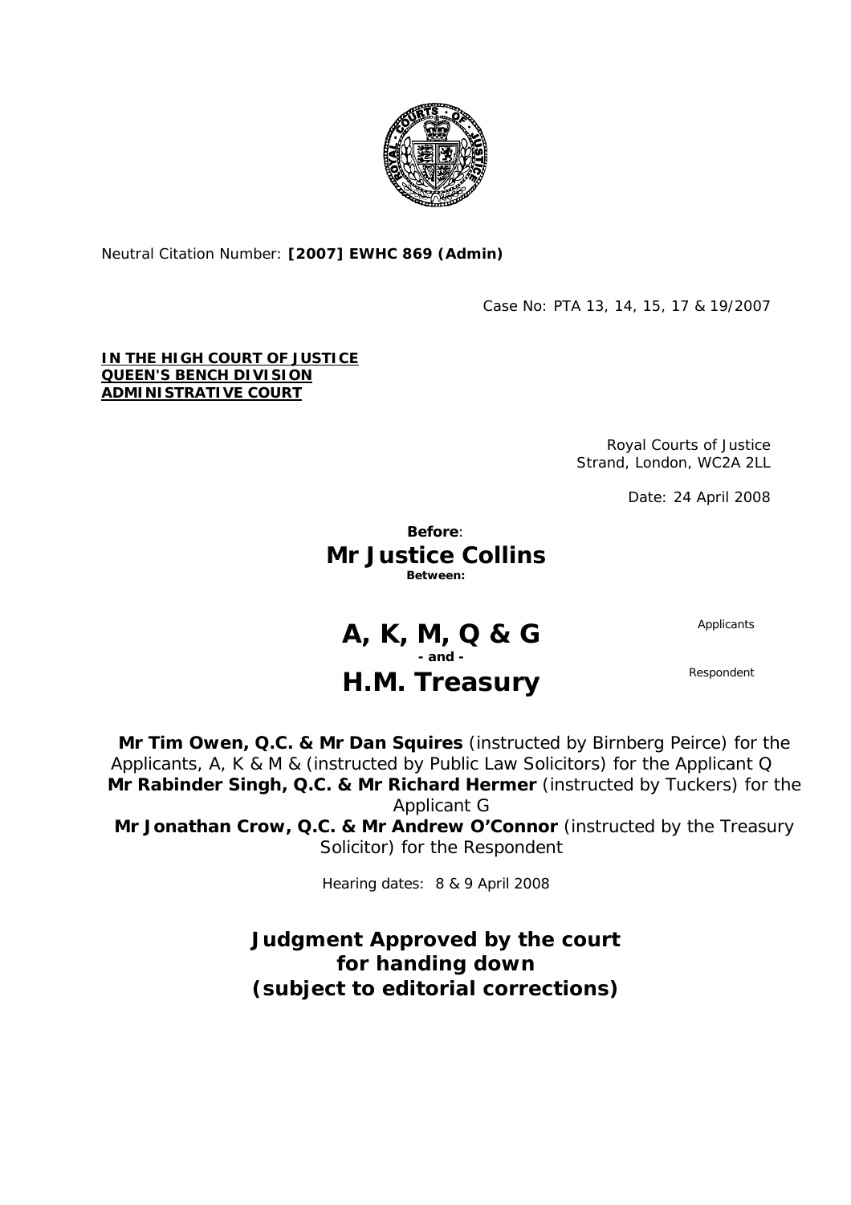Neutral Citation Number: **[2007] EWHC 869 (Admin)**

Case No: PTA 13, 14, 15, 17 & 19/2007

**IN THE HIGH COURT OF JUSTICE**
**QUEEN'S BENCH DIVISION**
**ADMINISTRATIVE COURT**

Royal Courts of Justice
Strand, London, WC2A 2LL

Date: 24 April 2008

**Before**:

**Mr Justice Collins**

**Between:**

| | |
|---|---|
| **A, K, M, Q & G** | Applicants |
| **- and -** | |
| **H.M. Treasury** | Respondent |

**Mr Tim Owen, Q.C. & Mr Dan Squires** (instructed by Birnberg Peirce) for the Applicants, A, K & M & (instructed by Public Law Solicitors) for the Applicant Q
**Mr Rabinder Singh, Q.C. & Mr Richard Hermer** (instructed by Tuckers) for the Applicant G
**Mr Jonathan Crow, Q.C. & Mr Andrew O'Connor** (instructed by the Treasury Solicitor) for the Respondent

Hearing dates: 8 & 9 April 2008

## Judgment Approved by the court for handing down (subject to editorial corrections)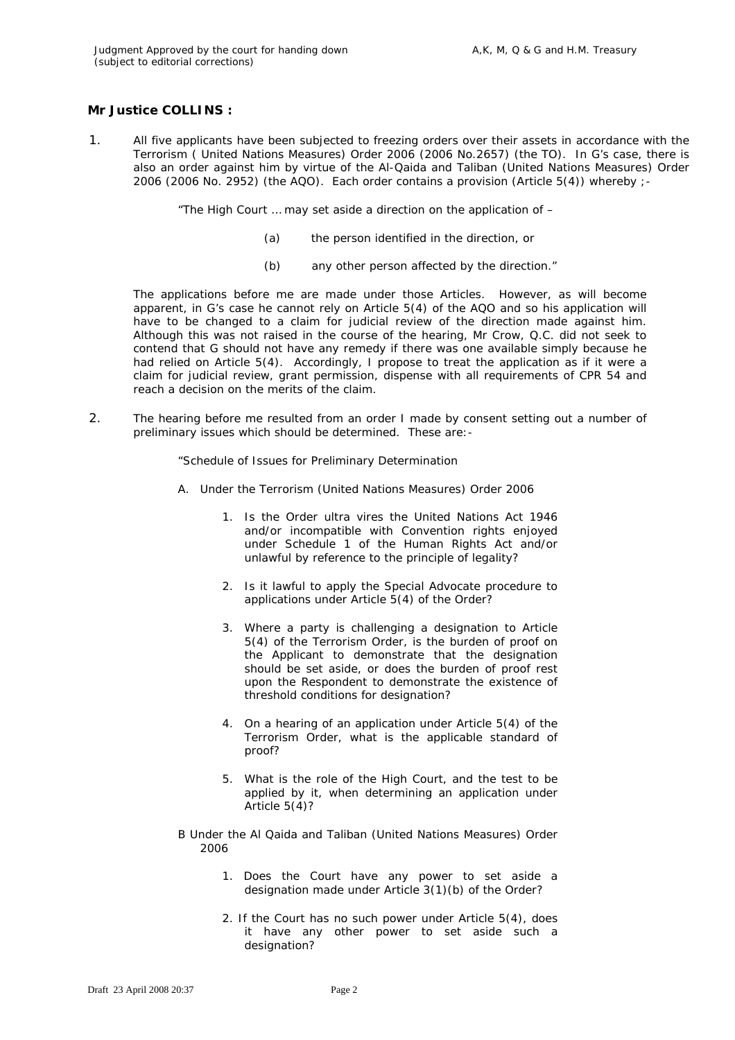**Mr Justice COLLINS :**

1. All five applicants have been subjected to freezing orders over their assets in accordance with the Terrorism ( United Nations Measures) Order 2006 (2006 No.2657) (the TO). In G's case, there is also an order against him by virtue of the Al-Qaida and Taliban (United Nations Measures) Order 2006 (2006 No. 2952) (the AQO). Each order contains a provision (Article 5(4)) whereby ;-

   "The High Court … may set aside a direction on the application of –

   (a) the person identified in the direction, or

   (b) any other person affected by the direction."

   The applications before me are made under those Articles. However, as will become apparent, in G's case he cannot rely on Article 5(4) of the AQO and so his application will have to be changed to a claim for judicial review of the direction made against him. Although this was not raised in the course of the hearing, Mr Crow, Q.C. did not seek to contend that G should not have any remedy if there was one available simply because he had relied on Article 5(4). Accordingly, I propose to treat the application as if it were a claim for judicial review, grant permission, dispense with all requirements of CPR 54 and reach a decision on the merits of the claim.

2. The hearing before me resulted from an order I made by consent setting out a number of preliminary issues which should be determined. These are:-

   "Schedule of Issues for Preliminary Determination

   A. Under the Terrorism (United Nations Measures) Order 2006

   1. Is the Order ultra vires the United Nations Act 1946 and/or incompatible with Convention rights enjoyed under Schedule 1 of the Human Rights Act and/or unlawful by reference to the principle of legality?

   2. Is it lawful to apply the Special Advocate procedure to applications under Article 5(4) of the Order?

   3. Where a party is challenging a designation to Article 5(4) of the Terrorism Order, is the burden of proof on the Applicant to demonstrate that the designation should be set aside, or does the burden of proof rest upon the Respondent to demonstrate the existence of threshold conditions for designation?

   4. On a hearing of an application under Article 5(4) of the Terrorism Order, what is the applicable standard of proof?

   5. What is the role of the High Court, and the test to be applied by it, when determining an application under Article 5(4)?

   B Under the Al Qaida and Taliban (United Nations Measures) Order 2006

   1. Does the Court have any power to set aside a designation made under Article 3(1)(b) of the Order?

   2. If the Court has no such power under Article 5(4), does it have any other power to set aside such a designation?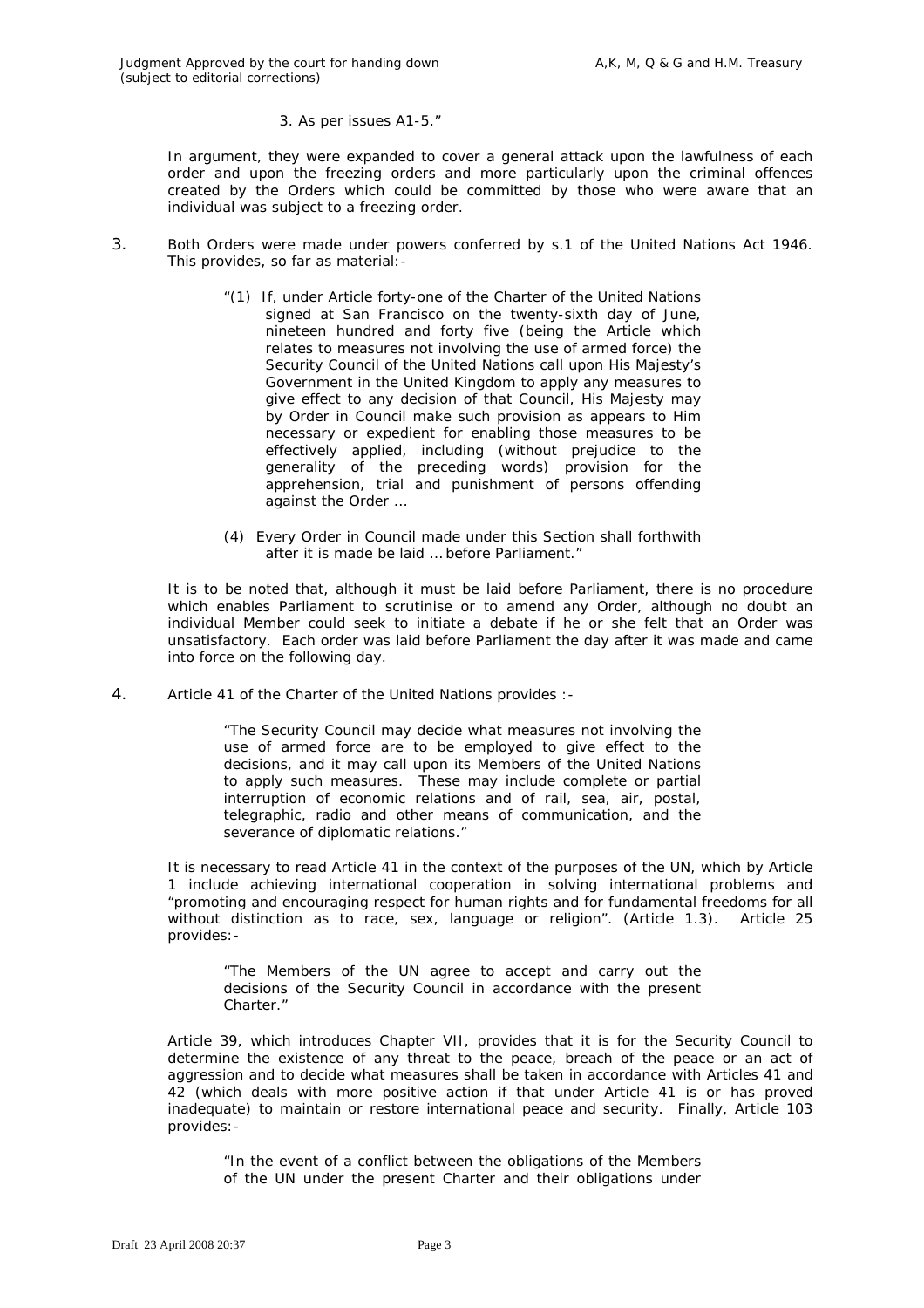3. As per issues A1-5."

In argument, they were expanded to cover a general attack upon the lawfulness of each order and upon the freezing orders and more particularly upon the criminal offences created by the Orders which could be committed by those who were aware that an individual was subject to a freezing order.

3. Both Orders were made under powers conferred by s.1 of the United Nations Act 1946. This provides, so far as material:-

> "(1) If, under Article forty-one of the Charter of the United Nations signed at San Francisco on the twenty-sixth day of June, nineteen hundred and forty five (being the Article which relates to measures not involving the use of armed force) the Security Council of the United Nations call upon His Majesty's Government in the United Kingdom to apply any measures to give effect to any decision of that Council, His Majesty may by Order in Council make such provision as appears to Him necessary or expedient for enabling those measures to be effectively applied, including (without prejudice to the generality of the preceding words) provision for the apprehension, trial and punishment of persons offending against the Order …
>
> (4) Every Order in Council made under this Section shall forthwith after it is made be laid … before Parliament."

It is to be noted that, although it must be laid before Parliament, there is no procedure which enables Parliament to scrutinise or to amend any Order, although no doubt an individual Member could seek to initiate a debate if he or she felt that an Order was unsatisfactory. Each order was laid before Parliament the day after it was made and came into force on the following day.

4. Article 41 of the Charter of the United Nations provides :-

> "The Security Council may decide what measures not involving the use of armed force are to be employed to give effect to the decisions, and it may call upon its Members of the United Nations to apply such measures. These may include complete or partial interruption of economic relations and of rail, sea, air, postal, telegraphic, radio and other means of communication, and the severance of diplomatic relations."

It is necessary to read Article 41 in the context of the purposes of the UN, which by Article 1 include achieving international cooperation in solving international problems and "promoting and encouraging respect for human rights and for fundamental freedoms for all without distinction as to race, sex, language or religion". (Article 1.3). Article 25 provides:-

> "The Members of the UN agree to accept and carry out the decisions of the Security Council in accordance with the present Charter."

Article 39, which introduces Chapter VII, provides that it is for the Security Council to determine the existence of any threat to the peace, breach of the peace or an act of aggression and to decide what measures shall be taken in accordance with Articles 41 and 42 (which deals with more positive action if that under Article 41 is or has proved inadequate) to maintain or restore international peace and security. Finally, Article 103 provides:-

> "In the event of a conflict between the obligations of the Members of the UN under the present Charter and their obligations under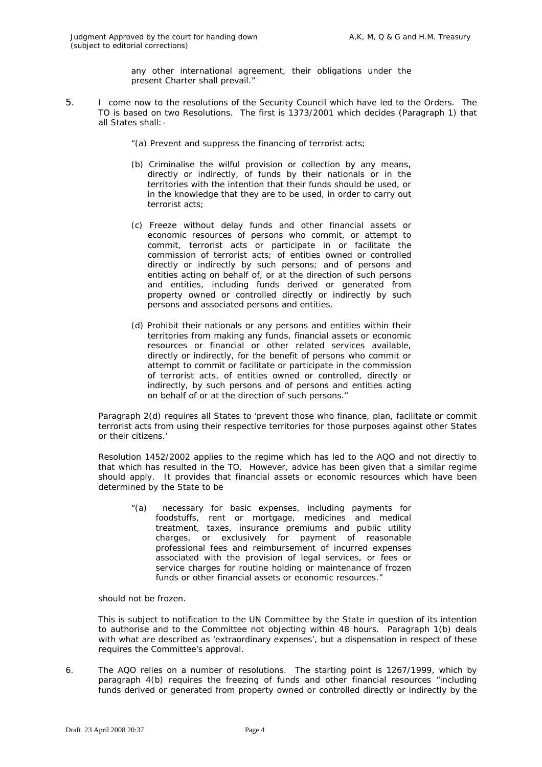any other international agreement, their obligations under the present Charter shall prevail."

5. I come now to the resolutions of the Security Council which have led to the Orders. The TO is based on two Resolutions. The first is 1373/2001 which decides (Paragraph 1) that all States shall:-

> "(a) Prevent and suppress the financing of terrorist acts;
>
> (b) Criminalise the wilful provision or collection by any means, directly or indirectly, of funds by their nationals or in the territories with the intention that their funds should be used, or in the knowledge that they are to be used, in order to carry out terrorist acts;
>
> (c) Freeze without delay funds and other financial assets or economic resources of persons who commit, or attempt to commit, terrorist acts or participate in or facilitate the commission of terrorist acts; of entities owned or controlled directly or indirectly by such persons; and of persons and entities acting on behalf of, or at the direction of such persons and entities, including funds derived or generated from property owned or controlled directly or indirectly by such persons and associated persons and entities.
>
> (d) Prohibit their nationals or any persons and entities within their territories from making any funds, financial assets or economic resources or financial or other related services available, directly or indirectly, for the benefit of persons who commit or attempt to commit or facilitate or participate in the commission of terrorist acts, of entities owned or controlled, directly or indirectly, by such persons and of persons and entities acting on behalf of or at the direction of such persons."

Paragraph 2(d) requires all States to 'prevent those who finance, plan, facilitate or commit terrorist acts from using their respective territories for those purposes against other States or their citizens.'

Resolution 1452/2002 applies to the regime which has led to the AQO and not directly to that which has resulted in the TO. However, advice has been given that a similar regime should apply. It provides that financial assets or economic resources which have been determined by the State to be

> "(a) necessary for basic expenses, including payments for foodstuffs, rent or mortgage, medicines and medical treatment, taxes, insurance premiums and public utility charges, or exclusively for payment of reasonable professional fees and reimbursement of incurred expenses associated with the provision of legal services, or fees or service charges for routine holding or maintenance of frozen funds or other financial assets or economic resources."

should not be frozen.

This is subject to notification to the UN Committee by the State in question of its intention to authorise and to the Committee not objecting within 48 hours. Paragraph 1(b) deals with what are described as 'extraordinary expenses', but a dispensation in respect of these requires the Committee's approval.

6. The AQO relies on a number of resolutions. The starting point is 1267/1999, which by paragraph 4(b) requires the freezing of funds and other financial resources "including funds derived or generated from property owned or controlled directly or indirectly by the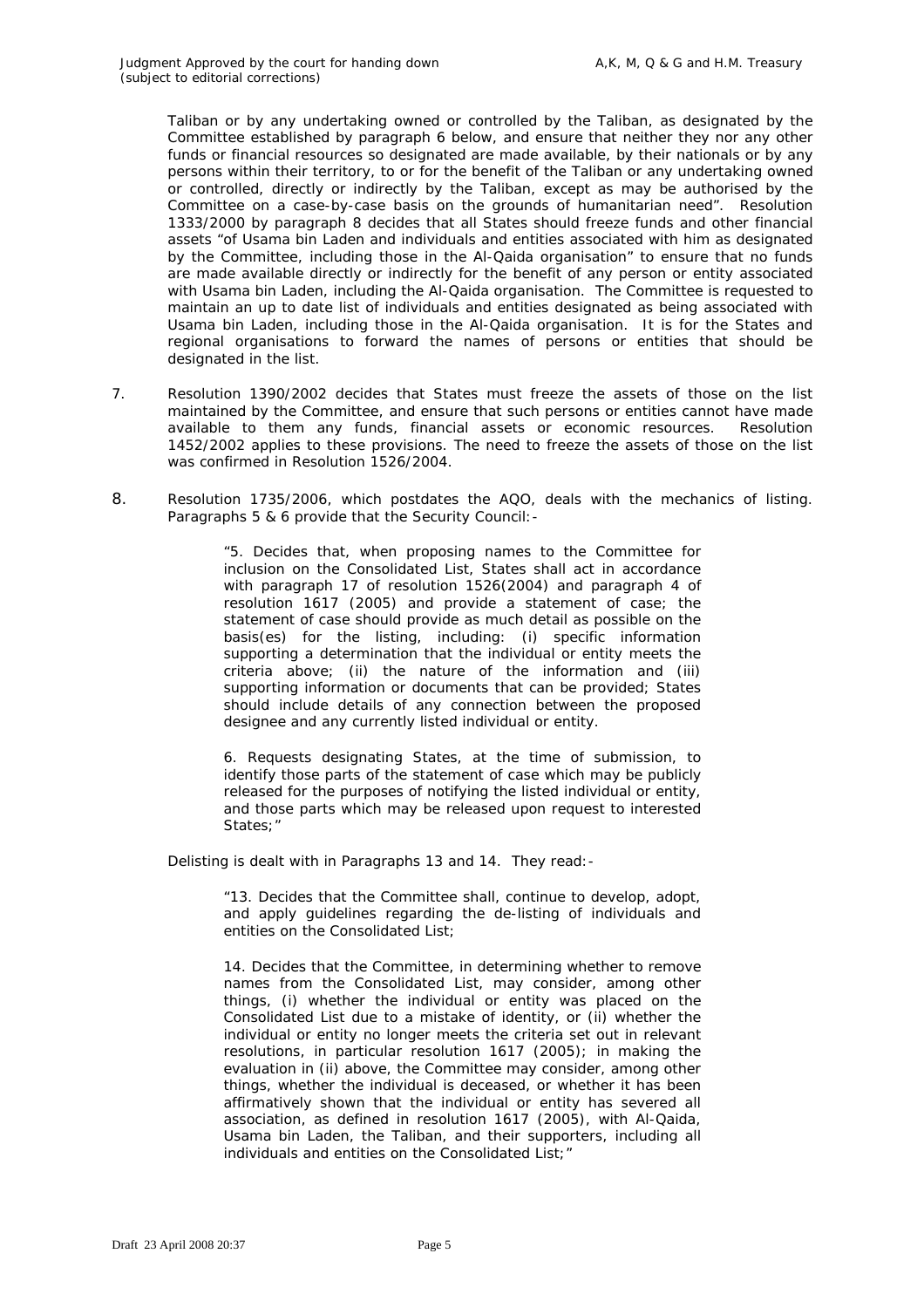Taliban or by any undertaking owned or controlled by the Taliban, as designated by the Committee established by paragraph 6 below, and ensure that neither they nor any other funds or financial resources so designated are made available, by their nationals or by any persons within their territory, to or for the benefit of the Taliban or any undertaking owned or controlled, directly or indirectly by the Taliban, except as may be authorised by the Committee on a case-by-case basis on the grounds of humanitarian need". Resolution 1333/2000 by paragraph 8 decides that all States should freeze funds and other financial assets "of Usama bin Laden and individuals and entities associated with him as designated by the Committee, including those in the Al-Qaida organisation" to ensure that no funds are made available directly or indirectly for the benefit of any person or entity associated with Usama bin Laden, including the Al-Qaida organisation. The Committee is requested to maintain an up to date list of individuals and entities designated as being associated with Usama bin Laden, including those in the Al-Qaida organisation. It is for the States and regional organisations to forward the names of persons or entities that should be designated in the list.

7. Resolution 1390/2002 decides that States must freeze the assets of those on the list maintained by the Committee, and ensure that such persons or entities cannot have made available to them any funds, financial assets or economic resources. Resolution 1452/2002 applies to these provisions. The need to freeze the assets of those on the list was confirmed in Resolution 1526/2004.

8. Resolution 1735/2006, which postdates the AQO, deals with the mechanics of listing. Paragraphs 5 & 6 provide that the Security Council:-

> "5. Decides that, when proposing names to the Committee for inclusion on the Consolidated List, States shall act in accordance with paragraph 17 of resolution 1526(2004) and paragraph 4 of resolution 1617 (2005) and provide a statement of case; the statement of case should provide as much detail as possible on the basis(es) for the listing, including: (i) specific information supporting a determination that the individual or entity meets the criteria above; (ii) the nature of the information and (iii) supporting information or documents that can be provided; States should include details of any connection between the proposed designee and any currently listed individual or entity.
>
> 6. Requests designating States, at the time of submission, to identify those parts of the statement of case which may be publicly released for the purposes of notifying the listed individual or entity, and those parts which may be released upon request to interested States;"

Delisting is dealt with in Paragraphs 13 and 14. They read:-

> "13. Decides that the Committee shall, continue to develop, adopt, and apply guidelines regarding the de-listing of individuals and entities on the Consolidated List;
>
> 14. Decides that the Committee, in determining whether to remove names from the Consolidated List, may consider, among other things, (i) whether the individual or entity was placed on the Consolidated List due to a mistake of identity, or (ii) whether the individual or entity no longer meets the criteria set out in relevant resolutions, in particular resolution 1617 (2005); in making the evaluation in (ii) above, the Committee may consider, among other things, whether the individual is deceased, or whether it has been affirmatively shown that the individual or entity has severed all association, as defined in resolution 1617 (2005), with Al-Qaida, Usama bin Laden, the Taliban, and their supporters, including all individuals and entities on the Consolidated List;"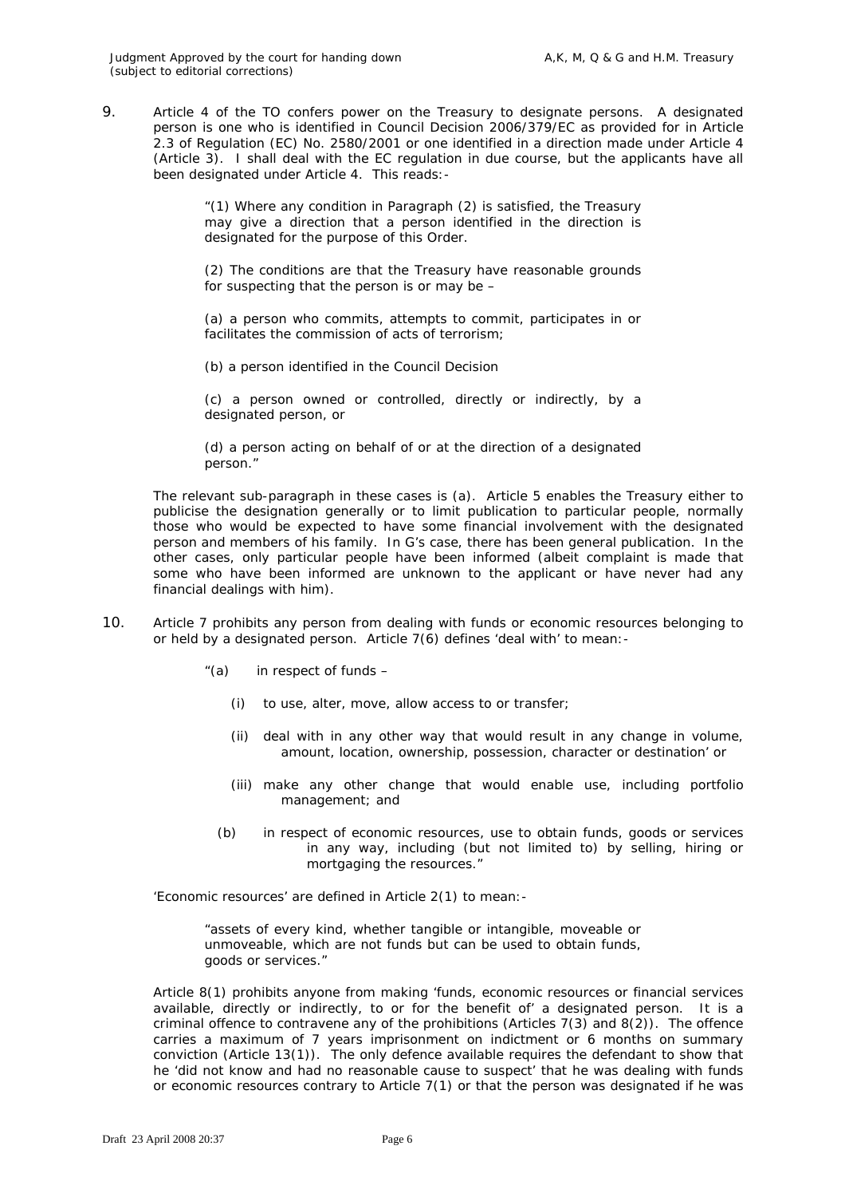9. Article 4 of the TO confers power on the Treasury to designate persons. A designated person is one who is identified in Council Decision 2006/379/EC as provided for in Article 2.3 of Regulation (EC) No. 2580/2001 or one identified in a direction made under Article 4 (Article 3). I shall deal with the EC regulation in due course, but the applicants have all been designated under Article 4. This reads:-

   > "(1) Where any condition in Paragraph (2) is satisfied, the Treasury may give a direction that a person identified in the direction is designated for the purpose of this Order.
   >
   > (2) The conditions are that the Treasury have reasonable grounds for suspecting that the person is or may be –
   >
   > (a) a person who commits, attempts to commit, participates in or facilitates the commission of acts of terrorism;
   >
   > (b) a person identified in the Council Decision
   >
   > (c) a person owned or controlled, directly or indirectly, by a designated person, or
   >
   > (d) a person acting on behalf of or at the direction of a designated person."

   The relevant sub-paragraph in these cases is (a). Article 5 enables the Treasury either to publicise the designation generally or to limit publication to particular people, normally those who would be expected to have some financial involvement with the designated person and members of his family. In G's case, there has been general publication. In the other cases, only particular people have been informed (albeit complaint is made that some who have been informed are unknown to the applicant or have never had any financial dealings with him).

10. Article 7 prohibits any person from dealing with funds or economic resources belonging to or held by a designated person. Article 7(6) defines 'deal with' to mean:-

   > "(a) in respect of funds –
   >
   > (i) to use, alter, move, allow access to or transfer;
   >
   > (ii) deal with in any other way that would result in any change in volume, amount, location, ownership, possession, character or destination' or
   >
   > (iii) make any other change that would enable use, including portfolio management; and
   >
   > (b) in respect of economic resources, use to obtain funds, goods or services in any way, including (but not limited to) by selling, hiring or mortgaging the resources."

   'Economic resources' are defined in Article 2(1) to mean:-

   > "assets of every kind, whether tangible or intangible, moveable or unmoveable, which are not funds but can be used to obtain funds, goods or services."

   Article 8(1) prohibits anyone from making 'funds, economic resources or financial services available, directly or indirectly, to or for the benefit of' a designated person. It is a criminal offence to contravene any of the prohibitions (Articles 7(3) and 8(2)). The offence carries a maximum of 7 years imprisonment on indictment or 6 months on summary conviction (Article 13(1)). The only defence available requires the defendant to show that he 'did not know and had no reasonable cause to suspect' that he was dealing with funds or economic resources contrary to Article 7(1) or that the person was designated if he was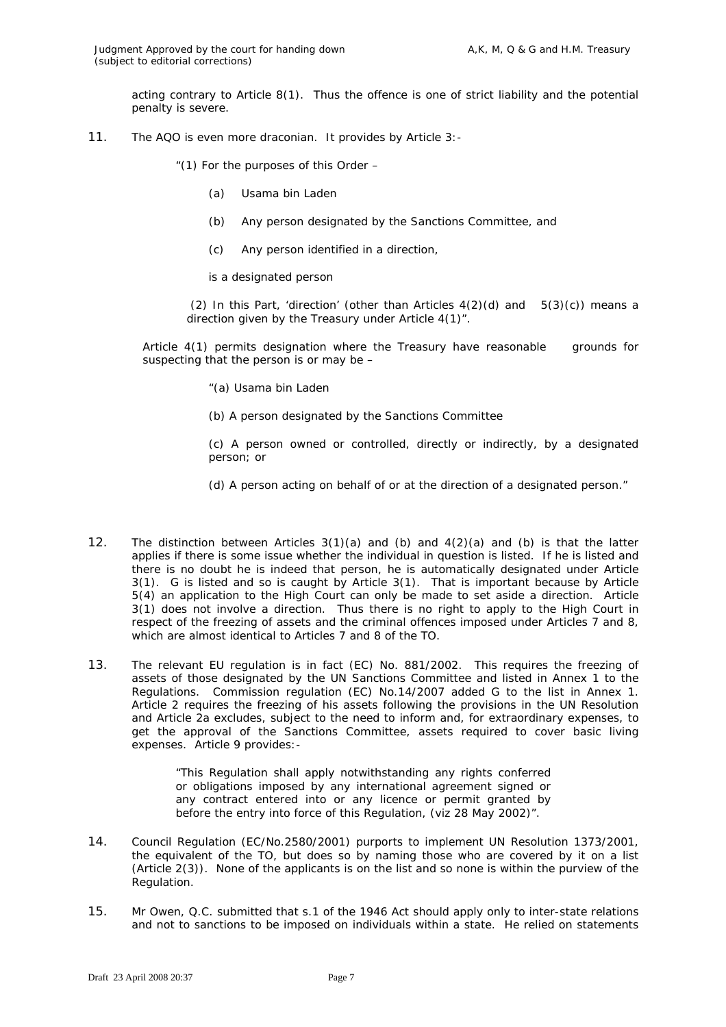acting contrary to Article 8(1). Thus the offence is one of strict liability and the potential penalty is severe.

11. The AQO is even more draconian. It provides by Article 3:-

> "(1) For the purposes of this Order –
>
> (a) Usama bin Laden
>
> (b) Any person designated by the Sanctions Committee, and
>
> (c) Any person identified in a direction,
>
> is a designated person
>
> (2) In this Part, 'direction' (other than Articles 4(2)(d) and 5(3)(c)) means a direction given by the Treasury under Article 4(1)".

Article 4(1) permits designation where the Treasury have reasonable grounds for suspecting that the person is or may be –

> "(a) Usama bin Laden
>
> (b) A person designated by the Sanctions Committee
>
> (c) A person owned or controlled, directly or indirectly, by a designated person; or
>
> (d) A person acting on behalf of or at the direction of a designated person."

12. The distinction between Articles 3(1)(a) and (b) and 4(2)(a) and (b) is that the latter applies if there is some issue whether the individual in question is listed. If he is listed and there is no doubt he is indeed that person, he is automatically designated under Article 3(1). G is listed and so is caught by Article 3(1). That is important because by Article 5(4) an application to the High Court can only be made to set aside a direction. Article 3(1) does not involve a direction. Thus there is no right to apply to the High Court in respect of the freezing of assets and the criminal offences imposed under Articles 7 and 8, which are almost identical to Articles 7 and 8 of the TO.

13. The relevant EU regulation is in fact (EC) No. 881/2002. This requires the freezing of assets of those designated by the UN Sanctions Committee and listed in Annex 1 to the Regulations. Commission regulation (EC) No.14/2007 added G to the list in Annex 1. Article 2 requires the freezing of his assets following the provisions in the UN Resolution and Article 2a excludes, subject to the need to inform and, for extraordinary expenses, to get the approval of the Sanctions Committee, assets required to cover basic living expenses. Article 9 provides:-

> "This Regulation shall apply notwithstanding any rights conferred or obligations imposed by any international agreement signed or any contract entered into or any licence or permit granted by before the entry into force of this Regulation, (viz 28 May 2002)".

14. Council Regulation (EC/No.2580/2001) purports to implement UN Resolution 1373/2001, the equivalent of the TO, but does so by naming those who are covered by it on a list (Article 2(3)). None of the applicants is on the list and so none is within the purview of the Regulation.

15. Mr Owen, Q.C. submitted that s.1 of the 1946 Act should apply only to inter-state relations and not to sanctions to be imposed on individuals within a state. He relied on statements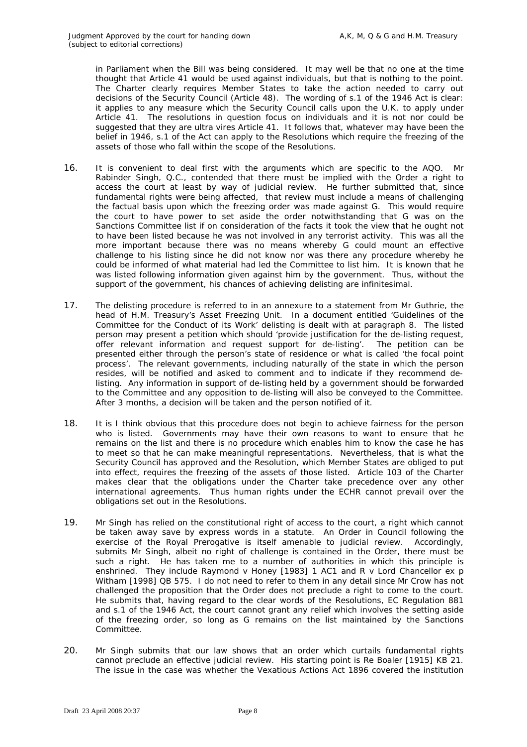in Parliament when the Bill was being considered. It may well be that no one at the time thought that Article 41 would be used against individuals, but that is nothing to the point. The Charter clearly requires Member States to take the action needed to carry out decisions of the Security Council (Article 48). The wording of s.1 of the 1946 Act is clear: it applies to any measure which the Security Council calls upon the U.K. to apply under Article 41. The resolutions in question focus on individuals and it is not nor could be suggested that they are ultra vires Article 41. It follows that, whatever may have been the belief in 1946, s.1 of the Act can apply to the Resolutions which require the freezing of the assets of those who fall within the scope of the Resolutions.

16. It is convenient to deal first with the arguments which are specific to the AQO. Mr Rabinder Singh, Q.C., contended that there must be implied with the Order a right to access the court at least by way of judicial review. He further submitted that, since fundamental rights were being affected, that review must include a means of challenging the factual basis upon which the freezing order was made against G. This would require the court to have power to set aside the order notwithstanding that G was on the Sanctions Committee list if on consideration of the facts it took the view that he ought not to have been listed because he was not involved in any terrorist activity. This was all the more important because there was no means whereby G could mount an effective challenge to his listing since he did not know nor was there any procedure whereby he could be informed of what material had led the Committee to list him. It is known that he was listed following information given against him by the government. Thus, without the support of the government, his chances of achieving delisting are infinitesimal.

17. The delisting procedure is referred to in an annexure to a statement from Mr Guthrie, the head of H.M. Treasury's Asset Freezing Unit. In a document entitled 'Guidelines of the Committee for the Conduct of its Work' delisting is dealt with at paragraph 8. The listed person may present a petition which should 'provide justification for the de-listing request, offer relevant information and request support for de-listing'. The petition can be presented either through the person's state of residence or what is called 'the focal point process'. The relevant governments, including naturally of the state in which the person resides, will be notified and asked to comment and to indicate if they recommend de-listing. Any information in support of de-listing held by a government should be forwarded to the Committee and any opposition to de-listing will also be conveyed to the Committee. After 3 months, a decision will be taken and the person notified of it.

18. It is I think obvious that this procedure does not begin to achieve fairness for the person who is listed. Governments may have their own reasons to want to ensure that he remains on the list and there is no procedure which enables him to know the case he has to meet so that he can make meaningful representations. Nevertheless, that is what the Security Council has approved and the Resolution, which Member States are obliged to put into effect, requires the freezing of the assets of those listed. Article 103 of the Charter makes clear that the obligations under the Charter take precedence over any other international agreements. Thus human rights under the ECHR cannot prevail over the obligations set out in the Resolutions.

19. Mr Singh has relied on the constitutional right of access to the court, a right which cannot be taken away save by express words in a statute. An Order in Council following the exercise of the Royal Prerogative is itself amenable to judicial review. Accordingly, submits Mr Singh, albeit no right of challenge is contained in the Order, there must be such a right. He has taken me to a number of authorities in which this principle is enshrined. They include Raymond v Honey [1983] 1 AC1 and R v Lord Chancellor ex p Witham [1998] QB 575. I do not need to refer to them in any detail since Mr Crow has not challenged the proposition that the Order does not preclude a right to come to the court. He submits that, having regard to the clear words of the Resolutions, EC Regulation 881 and s.1 of the 1946 Act, the court cannot grant any relief which involves the setting aside of the freezing order, so long as G remains on the list maintained by the Sanctions Committee.

20. Mr Singh submits that our law shows that an order which curtails fundamental rights cannot preclude an effective judicial review. His starting point is Re Boaler [1915] KB 21. The issue in the case was whether the Vexatious Actions Act 1896 covered the institution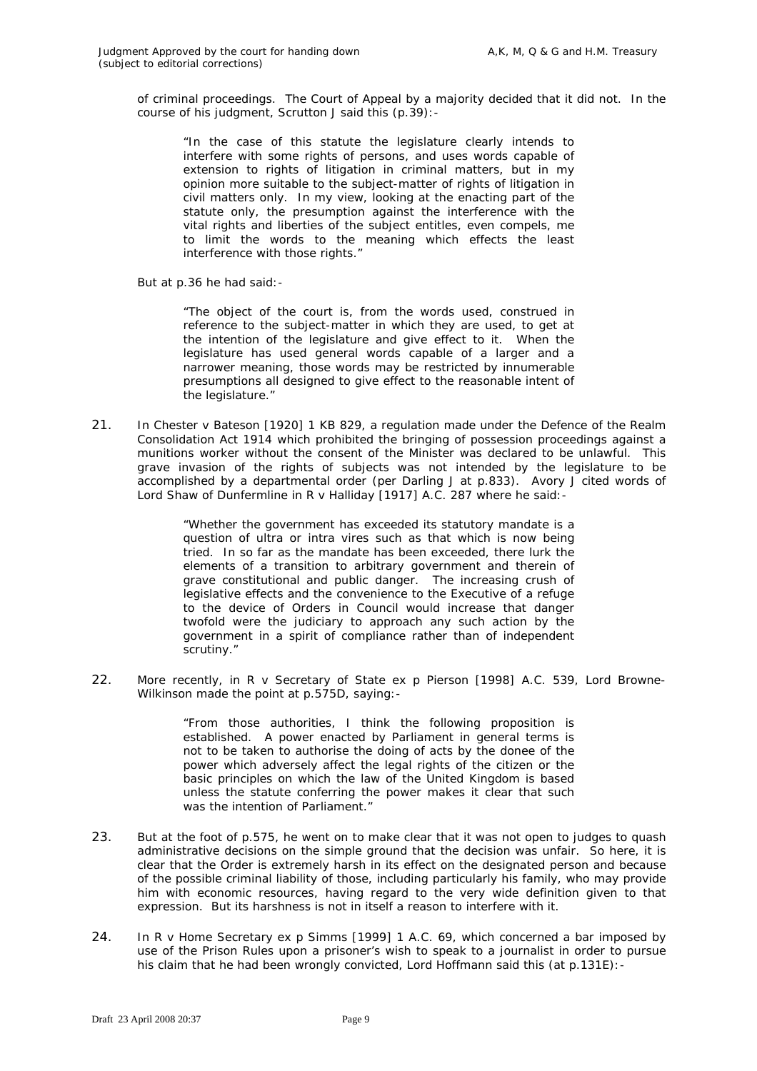of criminal proceedings. The Court of Appeal by a majority decided that it did not. In the course of his judgment, Scrutton J said this (p.39):-

> "In the case of this statute the legislature clearly intends to interfere with some rights of persons, and uses words capable of extension to rights of litigation in criminal matters, but in my opinion more suitable to the subject-matter of rights of litigation in civil matters only. In my view, looking at the enacting part of the statute only, the presumption against the interference with the vital rights and liberties of the subject entitles, even compels, me to limit the words to the meaning which effects the least interference with those rights."

But at p.36 he had said:-

> "The object of the court is, from the words used, construed in reference to the subject-matter in which they are used, to get at the intention of the legislature and give effect to it. When the legislature has used general words capable of a larger and a narrower meaning, those words may be restricted by innumerable presumptions all designed to give effect to the reasonable intent of the legislature."

21. In *Chester v Bateson* [1920] 1 KB 829, a regulation made under the Defence of the Realm Consolidation Act 1914 which prohibited the bringing of possession proceedings against a munitions worker without the consent of the Minister was declared to be unlawful. This grave invasion of the rights of subjects was not intended by the legislature to be accomplished by a departmental order (per Darling J at p.833). Avory J cited words of Lord Shaw of Dunfermline in *R v Halliday* [1917] A.C. 287 where he said:-

> "Whether the government has exceeded its statutory mandate is a question of ultra or intra vires such as that which is now being tried. In so far as the mandate has been exceeded, there lurk the elements of a transition to arbitrary government and therein of grave constitutional and public danger. The increasing crush of legislative effects and the convenience to the Executive of a refuge to the device of Orders in Council would increase that danger twofold were the judiciary to approach any such action by the government in a spirit of compliance rather than of independent scrutiny."

22. More recently, in *R v Secretary of State ex p Pierson* [1998] A.C. 539, Lord Browne-Wilkinson made the point at p.575D, saying:-

> "From those authorities, I think the following proposition is established. A power enacted by Parliament in general terms is not to be taken to authorise the doing of acts by the donee of the power which adversely affect the legal rights of the citizen or the basic principles on which the law of the United Kingdom is based unless the statute conferring the power makes it clear that such was the intention of Parliament."

23. But at the foot of p.575, he went on to make clear that it was not open to judges to quash administrative decisions on the simple ground that the decision was unfair. So here, it is clear that the Order is extremely harsh in its effect on the designated person and because of the possible criminal liability of those, including particularly his family, who may provide him with economic resources, having regard to the very wide definition given to that expression. But its harshness is not in itself a reason to interfere with it.

24. In *R v Home Secretary ex p Simms* [1999] 1 A.C. 69, which concerned a bar imposed by use of the Prison Rules upon a prisoner's wish to speak to a journalist in order to pursue his claim that he had been wrongly convicted, Lord Hoffmann said this (at p.131E):-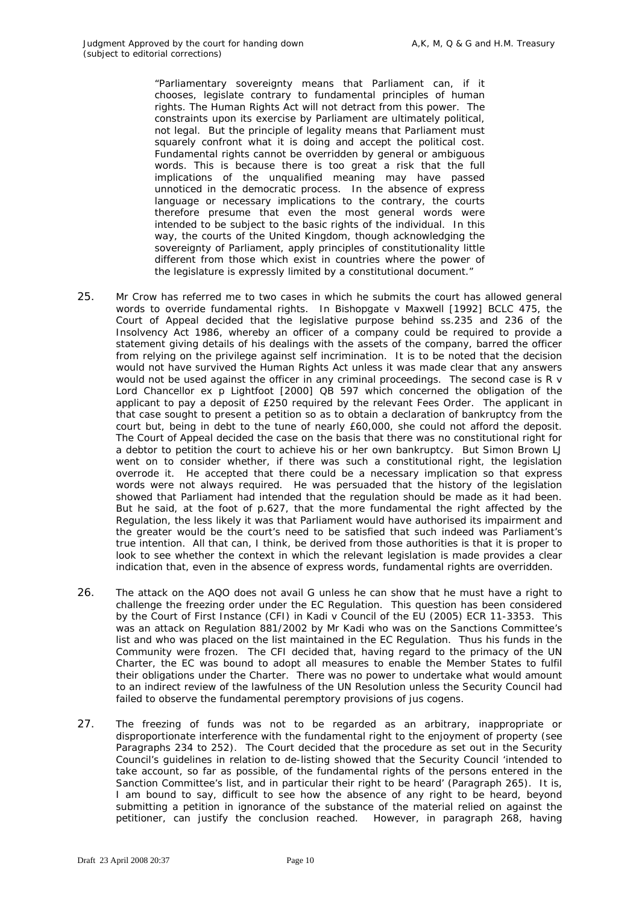> "Parliamentary sovereignty means that Parliament can, if it chooses, legislate contrary to fundamental principles of human rights. The Human Rights Act will not detract from this power. The constraints upon its exercise by Parliament are ultimately political, not legal. But the principle of legality means that Parliament must squarely confront what it is doing and accept the political cost. Fundamental rights cannot be overridden by general or ambiguous words. This is because there is too great a risk that the full implications of the unqualified meaning may have passed unnoticed in the democratic process. In the absence of express language or necessary implications to the contrary, the courts therefore presume that even the most general words were intended to be subject to the basic rights of the individual. In this way, the courts of the United Kingdom, though acknowledging the sovereignty of Parliament, apply principles of constitutionality little different from those which exist in countries where the power of the legislature is expressly limited by a constitutional document."

25. Mr Crow has referred me to two cases in which he submits the court has allowed general words to override fundamental rights. In Bishopgate v Maxwell [1992] BCLC 475, the Court of Appeal decided that the legislative purpose behind ss.235 and 236 of the Insolvency Act 1986, whereby an officer of a company could be required to provide a statement giving details of his dealings with the assets of the company, barred the officer from relying on the privilege against self incrimination. It is to be noted that the decision would not have survived the Human Rights Act unless it was made clear that any answers would not be used against the officer in any criminal proceedings. The second case is R v Lord Chancellor ex p Lightfoot [2000] QB 597 which concerned the obligation of the applicant to pay a deposit of £250 required by the relevant Fees Order. The applicant in that case sought to present a petition so as to obtain a declaration of bankruptcy from the court but, being in debt to the tune of nearly £60,000, she could not afford the deposit. The Court of Appeal decided the case on the basis that there was no constitutional right for a debtor to petition the court to achieve his or her own bankruptcy. But Simon Brown LJ went on to consider whether, if there was such a constitutional right, the legislation overrode it. He accepted that there could be a necessary implication so that express words were not always required. He was persuaded that the history of the legislation showed that Parliament had intended that the regulation should be made as it had been. But he said, at the foot of p.627, that the more fundamental the right affected by the Regulation, the less likely it was that Parliament would have authorised its impairment and the greater would be the court's need to be satisfied that such indeed was Parliament's true intention. All that can, I think, be derived from those authorities is that it is proper to look to see whether the context in which the relevant legislation is made provides a clear indication that, even in the absence of express words, fundamental rights are overridden.

26. The attack on the AQO does not avail G unless he can show that he must have a right to challenge the freezing order under the EC Regulation. This question has been considered by the Court of First Instance (CFI) in Kadi v Council of the EU (2005) ECR 11-3353. This was an attack on Regulation 881/2002 by Mr Kadi who was on the Sanctions Committee's list and who was placed on the list maintained in the EC Regulation. Thus his funds in the Community were frozen. The CFI decided that, having regard to the primacy of the UN Charter, the EC was bound to adopt all measures to enable the Member States to fulfil their obligations under the Charter. There was no power to undertake what would amount to an indirect review of the lawfulness of the UN Resolution unless the Security Council had failed to observe the fundamental peremptory provisions of jus cogens.

27. The freezing of funds was not to be regarded as an arbitrary, inappropriate or disproportionate interference with the fundamental right to the enjoyment of property (see Paragraphs 234 to 252). The Court decided that the procedure as set out in the Security Council's guidelines in relation to de-listing showed that the Security Council 'intended to take account, so far as possible, of the fundamental rights of the persons entered in the Sanction Committee's list, and in particular their right to be heard' (Paragraph 265). It is, I am bound to say, difficult to see how the absence of any right to be heard, beyond submitting a petition in ignorance of the substance of the material relied on against the petitioner, can justify the conclusion reached. However, in paragraph 268, having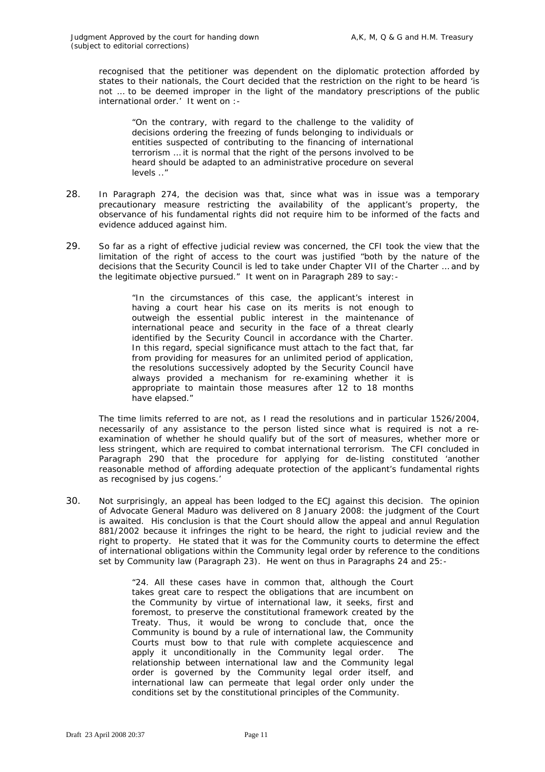recognised that the petitioner was dependent on the diplomatic protection afforded by states to their nationals, the Court decided that the restriction on the right to be heard 'is not … to be deemed improper in the light of the mandatory prescriptions of the public international order.' It went on :-

> "On the contrary, with regard to the challenge to the validity of decisions ordering the freezing of funds belonging to individuals or entities suspected of contributing to the financing of international terrorism … it is normal that the right of the persons involved to be heard should be adapted to an administrative procedure on several levels .."

28. In Paragraph 274, the decision was that, since what was in issue was a temporary precautionary measure restricting the availability of the applicant's property, the observance of his fundamental rights did not require him to be informed of the facts and evidence adduced against him.

29. So far as a right of effective judicial review was concerned, the CFI took the view that the limitation of the right of access to the court was justified "both by the nature of the decisions that the Security Council is led to take under Chapter VII of the Charter … and by the legitimate objective pursued." It went on in Paragraph 289 to say:-

> "In the circumstances of this case, the applicant's interest in having a court hear his case on its merits is not enough to outweigh the essential public interest in the maintenance of international peace and security in the face of a threat clearly identified by the Security Council in accordance with the Charter. In this regard, special significance must attach to the fact that, far from providing for measures for an unlimited period of application, the resolutions successively adopted by the Security Council have always provided a mechanism for re-examining whether it is appropriate to maintain those measures after 12 to 18 months have elapsed."

The time limits referred to are not, as I read the resolutions and in particular 1526/2004, necessarily of any assistance to the person listed since what is required is not a re-examination of whether he should qualify but of the sort of measures, whether more or less stringent, which are required to combat international terrorism. The CFI concluded in Paragraph 290 that the procedure for applying for de-listing constituted 'another reasonable method of affording adequate protection of the applicant's fundamental rights as recognised by jus cogens.'

30. Not surprisingly, an appeal has been lodged to the ECJ against this decision. The opinion of Advocate General Maduro was delivered on 8 January 2008: the judgment of the Court is awaited. His conclusion is that the Court should allow the appeal and annul Regulation 881/2002 because it infringes the right to be heard, the right to judicial review and the right to property. He stated that it was for the Community courts to determine the effect of international obligations within the Community legal order by reference to the conditions set by Community law (Paragraph 23). He went on thus in Paragraphs 24 and 25:-

> "24. All these cases have in common that, although the Court takes great care to respect the obligations that are incumbent on the Community by virtue of international law, it seeks, first and foremost, to preserve the constitutional framework created by the Treaty. Thus, it would be wrong to conclude that, once the Community is bound by a rule of international law, the Community Courts must bow to that rule with complete acquiescence and apply it unconditionally in the Community legal order. The relationship between international law and the Community legal order is governed by the Community legal order itself, and international law can permeate that legal order only under the conditions set by the constitutional principles of the Community.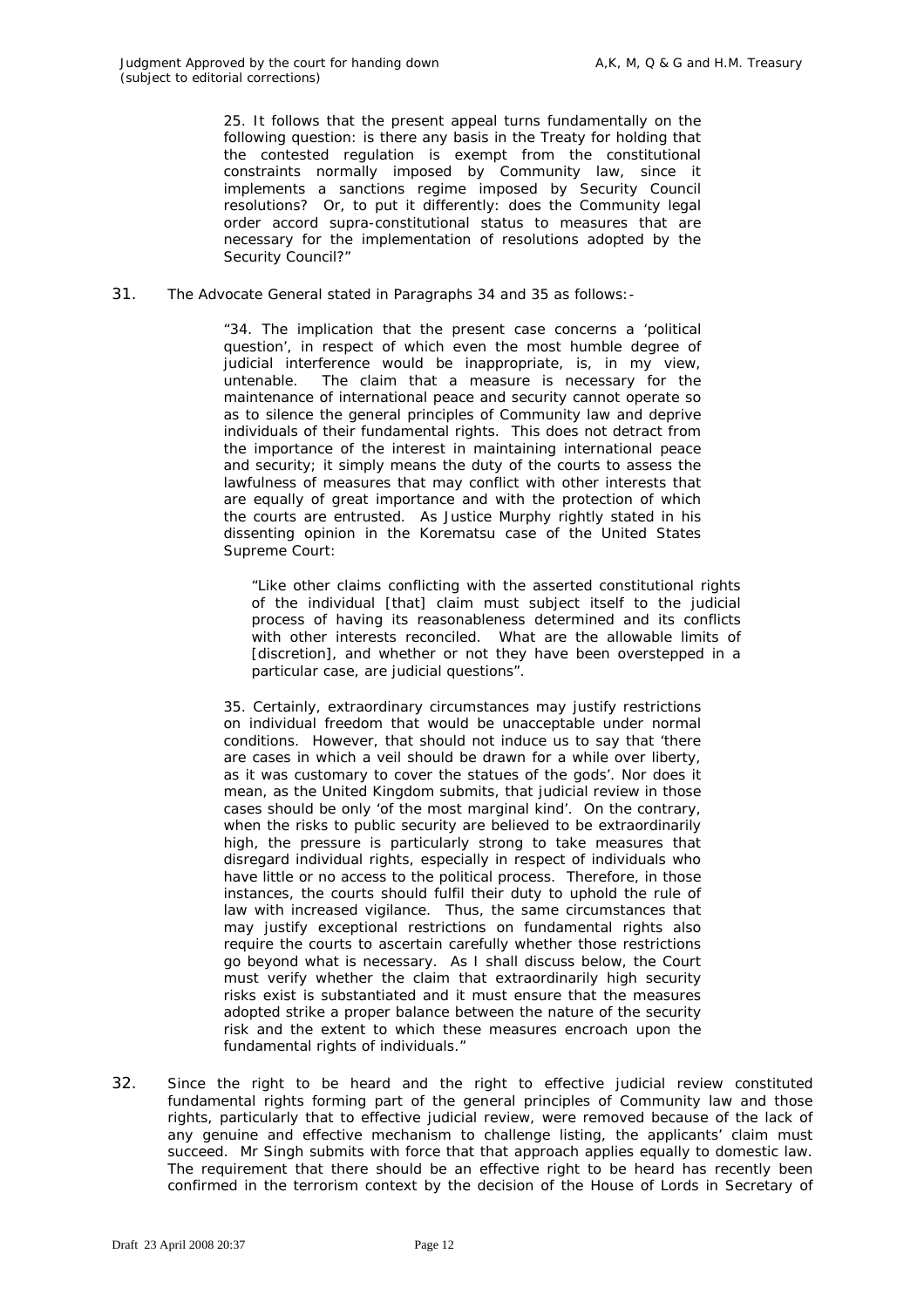> 25. It follows that the present appeal turns fundamentally on the following question: is there any basis in the Treaty for holding that the contested regulation is exempt from the constitutional constraints normally imposed by Community law, since it implements a sanctions regime imposed by Security Council resolutions? Or, to put it differently: does the Community legal order accord supra-constitutional status to measures that are necessary for the implementation of resolutions adopted by the Security Council?"

31. The Advocate General stated in Paragraphs 34 and 35 as follows:-

> "34. The implication that the present case concerns a 'political question', in respect of which even the most humble degree of judicial interference would be inappropriate, is, in my view, untenable. The claim that a measure is necessary for the maintenance of international peace and security cannot operate so as to silence the general principles of Community law and deprive individuals of their fundamental rights. This does not detract from the importance of the interest in maintaining international peace and security; it simply means the duty of the courts to assess the lawfulness of measures that may conflict with other interests that are equally of great importance and with the protection of which the courts are entrusted. As Justice Murphy rightly stated in his dissenting opinion in the Korematsu case of the United States Supreme Court:
>
> > "Like other claims conflicting with the asserted constitutional rights of the individual [that] claim must subject itself to the judicial process of having its reasonableness determined and its conflicts with other interests reconciled. What are the allowable limits of [discretion], and whether or not they have been overstepped in a particular case, are judicial questions".
>
> 35. Certainly, extraordinary circumstances may justify restrictions on individual freedom that would be unacceptable under normal conditions. However, that should not induce us to say that 'there are cases in which a veil should be drawn for a while over liberty, as it was customary to cover the statues of the gods'. Nor does it mean, as the United Kingdom submits, that judicial review in those cases should be only 'of the most marginal kind'. On the contrary, when the risks to public security are believed to be extraordinarily high, the pressure is particularly strong to take measures that disregard individual rights, especially in respect of individuals who have little or no access to the political process. Therefore, in those instances, the courts should fulfil their duty to uphold the rule of law with increased vigilance. Thus, the same circumstances that may justify exceptional restrictions on fundamental rights also require the courts to ascertain carefully whether those restrictions go beyond what is necessary. As I shall discuss below, the Court must verify whether the claim that extraordinarily high security risks exist is substantiated and it must ensure that the measures adopted strike a proper balance between the nature of the security risk and the extent to which these measures encroach upon the fundamental rights of individuals."

32. Since the right to be heard and the right to effective judicial review constituted fundamental rights forming part of the general principles of Community law and those rights, particularly that to effective judicial review, were removed because of the lack of any genuine and effective mechanism to challenge listing, the applicants' claim must succeed. Mr Singh submits with force that that approach applies equally to domestic law. The requirement that there should be an effective right to be heard has recently been confirmed in the terrorism context by the decision of the House of Lords in Secretary of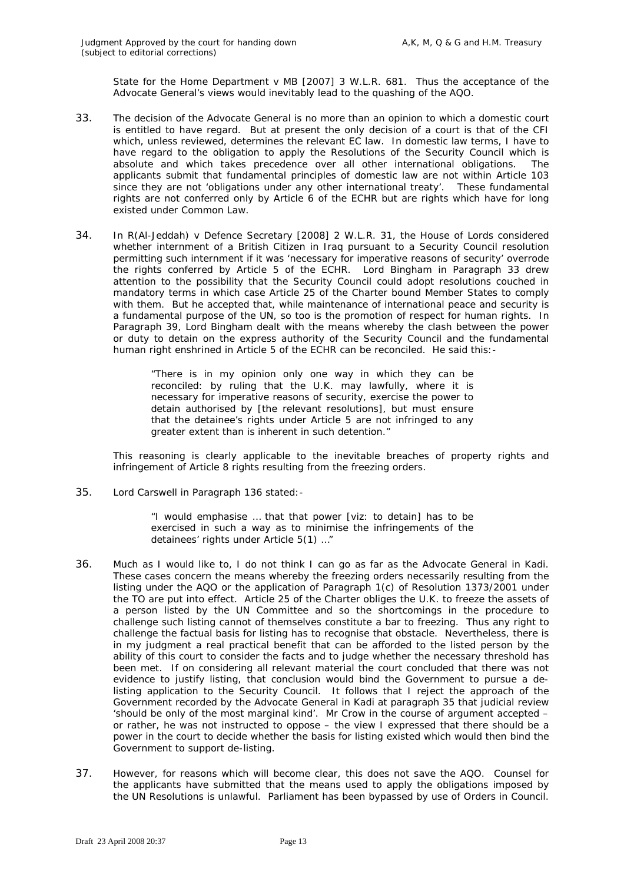State for the Home Department v MB [2007] 3 W.L.R. 681. Thus the acceptance of the Advocate General's views would inevitably lead to the quashing of the AQO.

33. The decision of the Advocate General is no more than an opinion to which a domestic court is entitled to have regard. But at present the only decision of a court is that of the CFI which, unless reviewed, determines the relevant EC law. In domestic law terms, I have to have regard to the obligation to apply the Resolutions of the Security Council which is absolute and which takes precedence over all other international obligations. The applicants submit that fundamental principles of domestic law are not within Article 103 since they are not 'obligations under any other international treaty'. These fundamental rights are not conferred only by Article 6 of the ECHR but are rights which have for long existed under Common Law.

34. In R(Al-Jeddah) v Defence Secretary [2008] 2 W.L.R. 31, the House of Lords considered whether internment of a British Citizen in Iraq pursuant to a Security Council resolution permitting such internment if it was 'necessary for imperative reasons of security' overrode the rights conferred by Article 5 of the ECHR. Lord Bingham in Paragraph 33 drew attention to the possibility that the Security Council could adopt resolutions couched in mandatory terms in which case Article 25 of the Charter bound Member States to comply with them. But he accepted that, while maintenance of international peace and security is a fundamental purpose of the UN, so too is the promotion of respect for human rights. In Paragraph 39, Lord Bingham dealt with the means whereby the clash between the power or duty to detain on the express authority of the Security Council and the fundamental human right enshrined in Article 5 of the ECHR can be reconciled. He said this:-

> "There is in my opinion only one way in which they can be reconciled: by ruling that the U.K. may lawfully, where it is necessary for imperative reasons of security, exercise the power to detain authorised by [the relevant resolutions], but must ensure that the detainee's rights under Article 5 are not infringed to any greater extent than is inherent in such detention."

This reasoning is clearly applicable to the inevitable breaches of property rights and infringement of Article 8 rights resulting from the freezing orders.

35. Lord Carswell in Paragraph 136 stated:-

> "I would emphasise … that that power [viz: to detain] has to be exercised in such a way as to minimise the infringements of the detainees' rights under Article 5(1) …"

36. Much as I would like to, I do not think I can go as far as the Advocate General in Kadi. These cases concern the means whereby the freezing orders necessarily resulting from the listing under the AQO or the application of Paragraph 1(c) of Resolution 1373/2001 under the TO are put into effect. Article 25 of the Charter obliges the U.K. to freeze the assets of a person listed by the UN Committee and so the shortcomings in the procedure to challenge such listing cannot of themselves constitute a bar to freezing. Thus any right to challenge the factual basis for listing has to recognise that obstacle. Nevertheless, there is in my judgment a real practical benefit that can be afforded to the listed person by the ability of this court to consider the facts and to judge whether the necessary threshold has been met. If on considering all relevant material the court concluded that there was not evidence to justify listing, that conclusion would bind the Government to pursue a de-listing application to the Security Council. It follows that I reject the approach of the Government recorded by the Advocate General in Kadi at paragraph 35 that judicial review 'should be only of the most marginal kind'. Mr Crow in the course of argument accepted – or rather, he was not instructed to oppose – the view I expressed that there should be a power in the court to decide whether the basis for listing existed which would then bind the Government to support de-listing.

37. However, for reasons which will become clear, this does not save the AQO. Counsel for the applicants have submitted that the means used to apply the obligations imposed by the UN Resolutions is unlawful. Parliament has been bypassed by use of Orders in Council.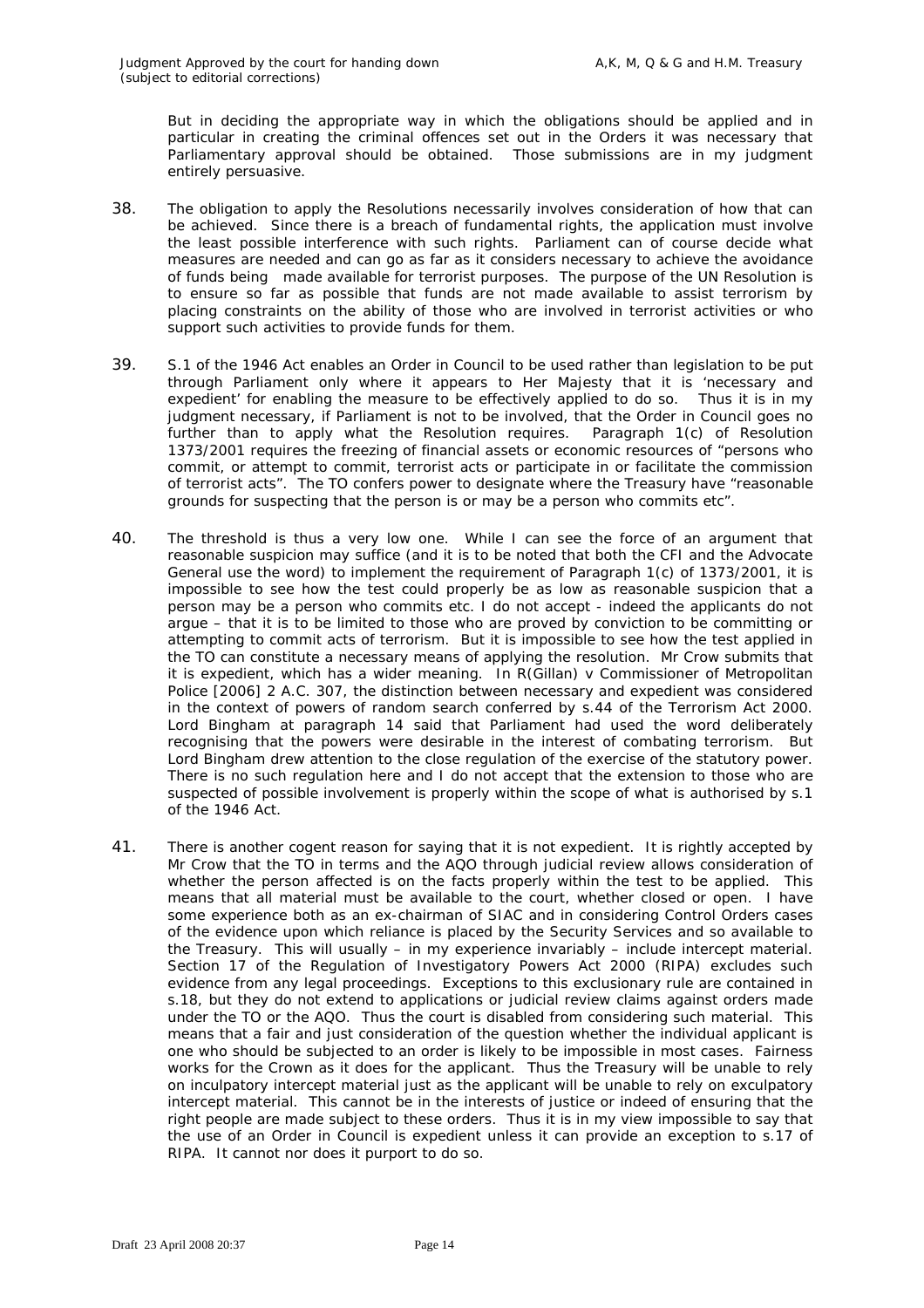But in deciding the appropriate way in which the obligations should be applied and in particular in creating the criminal offences set out in the Orders it was necessary that Parliamentary approval should be obtained. Those submissions are in my judgment entirely persuasive.

38. The obligation to apply the Resolutions necessarily involves consideration of how that can be achieved. Since there is a breach of fundamental rights, the application must involve the least possible interference with such rights. Parliament can of course decide what measures are needed and can go as far as it considers necessary to achieve the avoidance of funds being made available for terrorist purposes. The purpose of the UN Resolution is to ensure so far as possible that funds are not made available to assist terrorism by placing constraints on the ability of those who are involved in terrorist activities or who support such activities to provide funds for them.

39. S.1 of the 1946 Act enables an Order in Council to be used rather than legislation to be put through Parliament only where it appears to Her Majesty that it is 'necessary and expedient' for enabling the measure to be effectively applied to do so. Thus it is in my judgment necessary, if Parliament is not to be involved, that the Order in Council goes no further than to apply what the Resolution requires. Paragraph 1(c) of Resolution 1373/2001 requires the freezing of financial assets or economic resources of "persons who commit, or attempt to commit, terrorist acts or participate in or facilitate the commission of terrorist acts". The TO confers power to designate where the Treasury have "reasonable grounds for suspecting that the person is or may be a person who commits etc".

40. The threshold is thus a very low one. While I can see the force of an argument that reasonable suspicion may suffice (and it is to be noted that both the CFI and the Advocate General use the word) to implement the requirement of Paragraph 1(c) of 1373/2001, it is impossible to see how the test could properly be as low as reasonable suspicion that a person may be a person who commits etc. I do not accept - indeed the applicants do not argue – that it is to be limited to those who are proved by conviction to be committing or attempting to commit acts of terrorism. But it is impossible to see how the test applied in the TO can constitute a necessary means of applying the resolution. Mr Crow submits that it is expedient, which has a wider meaning. In R(Gillan) v Commissioner of Metropolitan Police [2006] 2 A.C. 307, the distinction between necessary and expedient was considered in the context of powers of random search conferred by s.44 of the Terrorism Act 2000. Lord Bingham at paragraph 14 said that Parliament had used the word deliberately recognising that the powers were desirable in the interest of combating terrorism. But Lord Bingham drew attention to the close regulation of the exercise of the statutory power. There is no such regulation here and I do not accept that the extension to those who are suspected of possible involvement is properly within the scope of what is authorised by s.1 of the 1946 Act.

41. There is another cogent reason for saying that it is not expedient. It is rightly accepted by Mr Crow that the TO in terms and the AQO through judicial review allows consideration of whether the person affected is on the facts properly within the test to be applied. This means that all material must be available to the court, whether closed or open. I have some experience both as an ex-chairman of SIAC and in considering Control Orders cases of the evidence upon which reliance is placed by the Security Services and so available to the Treasury. This will usually – in my experience invariably – include intercept material. Section 17 of the Regulation of Investigatory Powers Act 2000 (RIPA) excludes such evidence from any legal proceedings. Exceptions to this exclusionary rule are contained in s.18, but they do not extend to applications or judicial review claims against orders made under the TO or the AQO. Thus the court is disabled from considering such material. This means that a fair and just consideration of the question whether the individual applicant is one who should be subjected to an order is likely to be impossible in most cases. Fairness works for the Crown as it does for the applicant. Thus the Treasury will be unable to rely on inculpatory intercept material just as the applicant will be unable to rely on exculpatory intercept material. This cannot be in the interests of justice or indeed of ensuring that the right people are made subject to these orders. Thus it is in my view impossible to say that the use of an Order in Council is expedient unless it can provide an exception to s.17 of RIPA. It cannot nor does it purport to do so.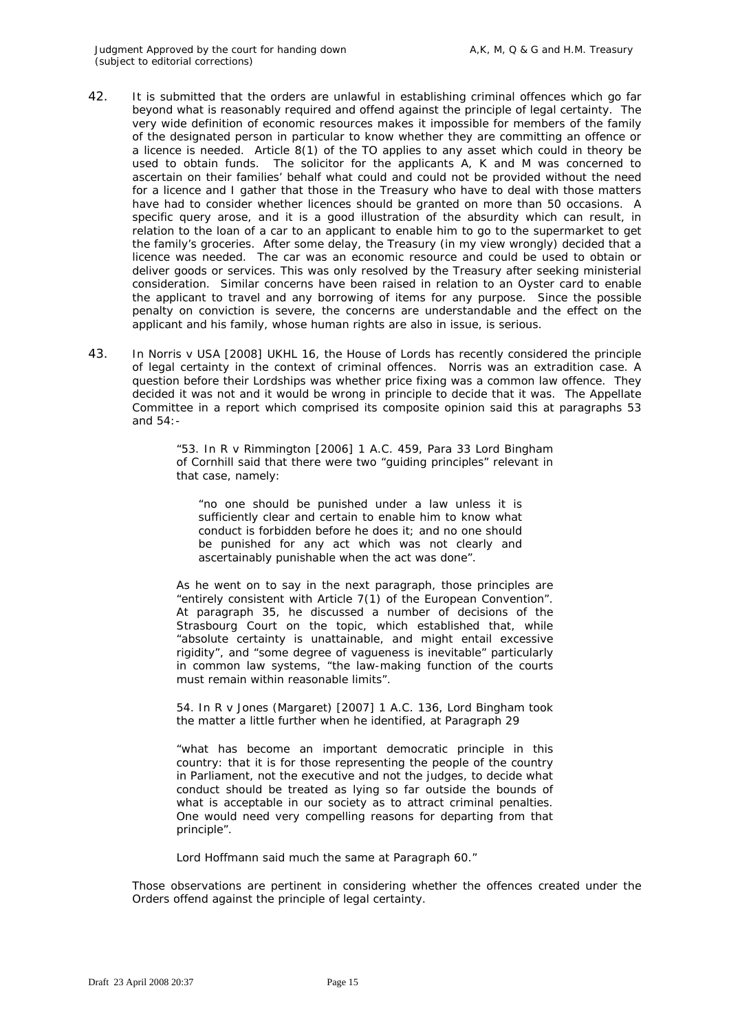42. It is submitted that the orders are unlawful in establishing criminal offences which go far beyond what is reasonably required and offend against the principle of legal certainty. The very wide definition of economic resources makes it impossible for members of the family of the designated person in particular to know whether they are committing an offence or a licence is needed. Article 8(1) of the TO applies to any asset which could in theory be used to obtain funds. The solicitor for the applicants A, K and M was concerned to ascertain on their families' behalf what could and could not be provided without the need for a licence and I gather that those in the Treasury who have to deal with those matters have had to consider whether licences should be granted on more than 50 occasions. A specific query arose, and it is a good illustration of the absurdity which can result, in relation to the loan of a car to an applicant to enable him to go to the supermarket to get the family's groceries. After some delay, the Treasury (in my view wrongly) decided that a licence was needed. The car was an economic resource and could be used to obtain or deliver goods or services. This was only resolved by the Treasury after seeking ministerial consideration. Similar concerns have been raised in relation to an Oyster card to enable the applicant to travel and any borrowing of items for any purpose. Since the possible penalty on conviction is severe, the concerns are understandable and the effect on the applicant and his family, whose human rights are also in issue, is serious.

43. In *Norris v USA* [2008] UKHL 16, the House of Lords has recently considered the principle of legal certainty in the context of criminal offences. Norris was an extradition case. A question before their Lordships was whether price fixing was a common law offence. They decided it was not and it would be wrong in principle to decide that it was. The Appellate Committee in a report which comprised its composite opinion said this at paragraphs 53 and 54:-

> "53. In *R v Rimmington* [2006] 1 A.C. 459, Para 33 Lord Bingham of Cornhill said that there were two "guiding principles" relevant in that case, namely:
>
> > "no one should be punished under a law unless it is sufficiently clear and certain to enable him to know what conduct is forbidden before he does it; and no one should be punished for any act which was not clearly and ascertainably punishable when the act was done".
>
> As he went on to say in the next paragraph, those principles are "entirely consistent with Article 7(1) of the European Convention". At paragraph 35, he discussed a number of decisions of the Strasbourg Court on the topic, which established that, while "absolute certainty is unattainable, and might entail excessive rigidity", and "some degree of vagueness is inevitable" particularly in common law systems, "the law-making function of the courts must remain within reasonable limits".
>
> 54. In *R v Jones (Margaret)* [2007] 1 A.C. 136, Lord Bingham took the matter a little further when he identified, at Paragraph 29
>
> > "what has become an important democratic principle in this country: that it is for those representing the people of the country in Parliament, not the executive and not the judges, to decide what conduct should be treated as lying so far outside the bounds of what is acceptable in our society as to attract criminal penalties. One would need very compelling reasons for departing from that principle".
>
> Lord Hoffmann said much the same at Paragraph 60."

Those observations are pertinent in considering whether the offences created under the Orders offend against the principle of legal certainty.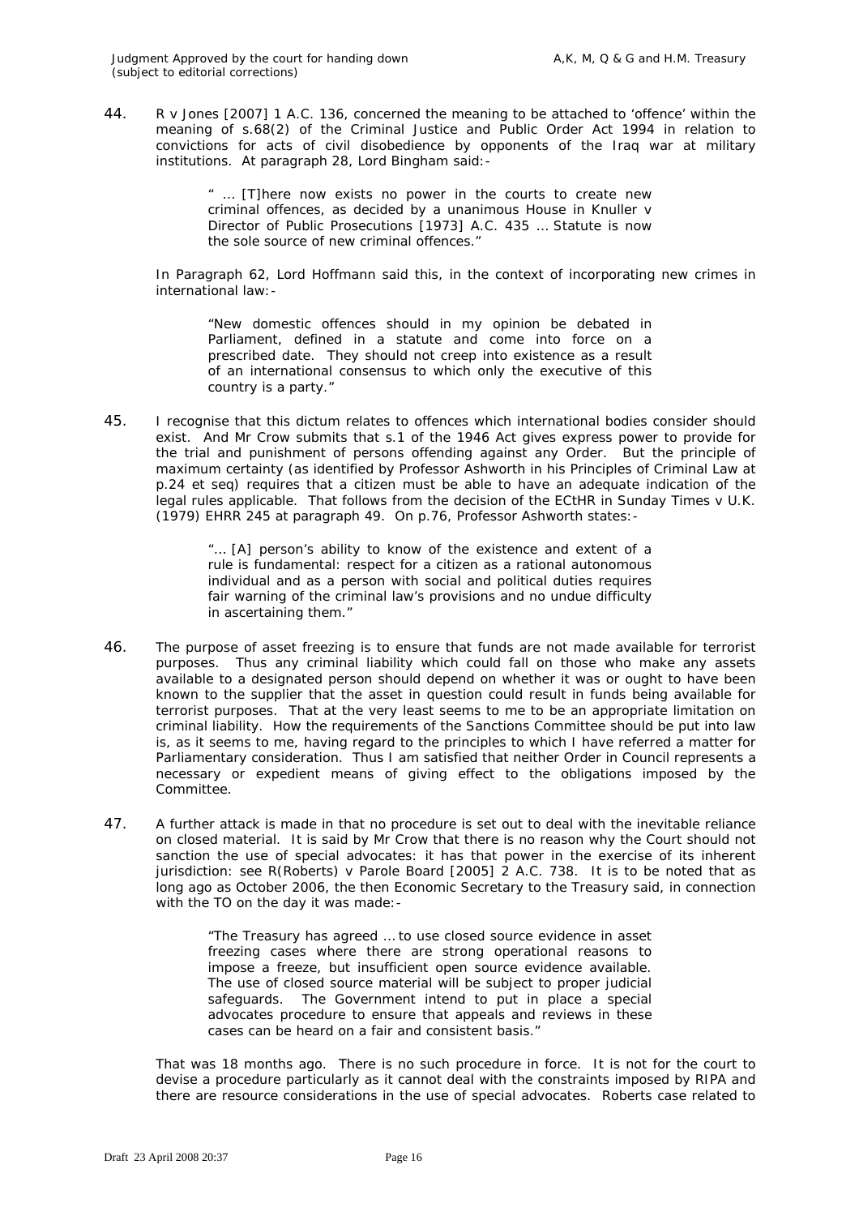44. R v Jones [2007] 1 A.C. 136, concerned the meaning to be attached to 'offence' within the meaning of s.68(2) of the Criminal Justice and Public Order Act 1994 in relation to convictions for acts of civil disobedience by opponents of the Iraq war at military institutions. At paragraph 28, Lord Bingham said:-

> " … [T]here now exists no power in the courts to create new criminal offences, as decided by a unanimous House in Knuller v Director of Public Prosecutions [1973] A.C. 435 … Statute is now the sole source of new criminal offences."

In Paragraph 62, Lord Hoffmann said this, in the context of incorporating new crimes in international law:-

> "New domestic offences should in my opinion be debated in Parliament, defined in a statute and come into force on a prescribed date. They should not creep into existence as a result of an international consensus to which only the executive of this country is a party."

45. I recognise that this dictum relates to offences which international bodies consider should exist. And Mr Crow submits that s.1 of the 1946 Act gives express power to provide for the trial and punishment of persons offending against any Order. But the principle of maximum certainty (as identified by Professor Ashworth in his Principles of Criminal Law at p.24 et seq) requires that a citizen must be able to have an adequate indication of the legal rules applicable. That follows from the decision of the ECtHR in Sunday Times v U.K. (1979) EHRR 245 at paragraph 49. On p.76, Professor Ashworth states:-

> "… [A] person's ability to know of the existence and extent of a rule is fundamental: respect for a citizen as a rational autonomous individual and as a person with social and political duties requires fair warning of the criminal law's provisions and no undue difficulty in ascertaining them."

46. The purpose of asset freezing is to ensure that funds are not made available for terrorist purposes. Thus any criminal liability which could fall on those who make any assets available to a designated person should depend on whether it was or ought to have been known to the supplier that the asset in question could result in funds being available for terrorist purposes. That at the very least seems to me to be an appropriate limitation on criminal liability. How the requirements of the Sanctions Committee should be put into law is, as it seems to me, having regard to the principles to which I have referred a matter for Parliamentary consideration. Thus I am satisfied that neither Order in Council represents a necessary or expedient means of giving effect to the obligations imposed by the Committee.

47. A further attack is made in that no procedure is set out to deal with the inevitable reliance on closed material. It is said by Mr Crow that there is no reason why the Court should not sanction the use of special advocates: it has that power in the exercise of its inherent jurisdiction: see R(Roberts) v Parole Board [2005] 2 A.C. 738. It is to be noted that as long ago as October 2006, the then Economic Secretary to the Treasury said, in connection with the TO on the day it was made:-

> "The Treasury has agreed … to use closed source evidence in asset freezing cases where there are strong operational reasons to impose a freeze, but insufficient open source evidence available. The use of closed source material will be subject to proper judicial safeguards. The Government intend to put in place a special advocates procedure to ensure that appeals and reviews in these cases can be heard on a fair and consistent basis."

That was 18 months ago. There is no such procedure in force. It is not for the court to devise a procedure particularly as it cannot deal with the constraints imposed by RIPA and there are resource considerations in the use of special advocates. Roberts case related to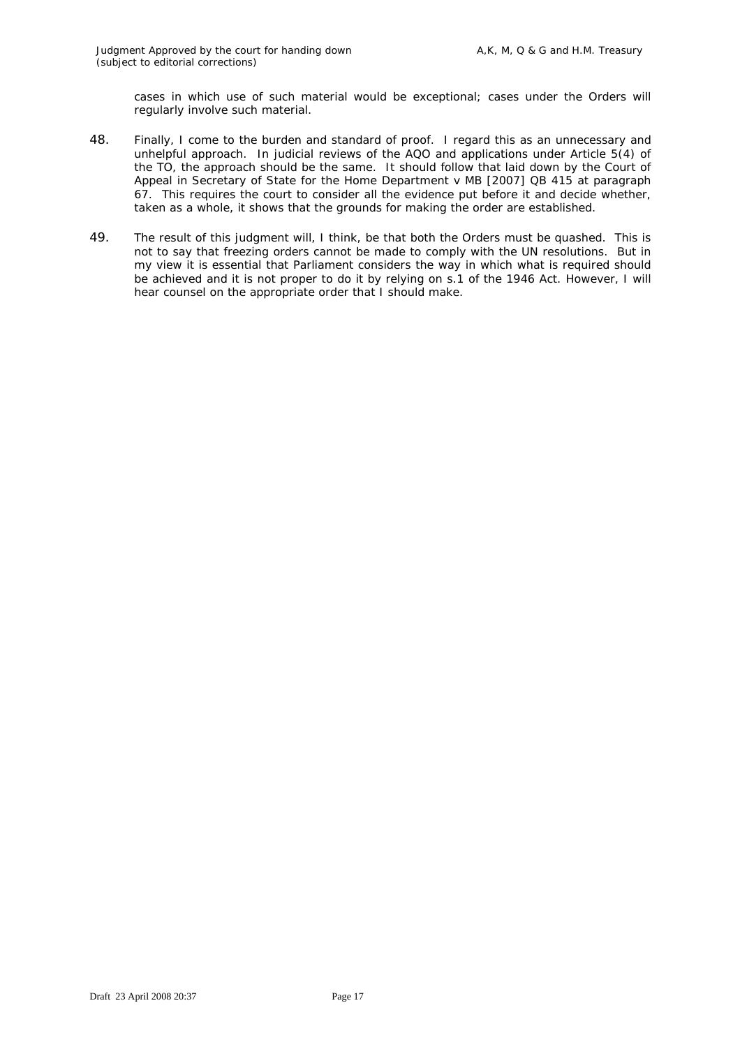cases in which use of such material would be exceptional; cases under the Orders will regularly involve such material.

48. Finally, I come to the burden and standard of proof. I regard this as an unnecessary and unhelpful approach. In judicial reviews of the AQO and applications under Article 5(4) of the TO, the approach should be the same. It should follow that laid down by the Court of Appeal in Secretary of State for the Home Department v MB [2007] QB 415 at paragraph 67. This requires the court to consider all the evidence put before it and decide whether, taken as a whole, it shows that the grounds for making the order are established.

49. The result of this judgment will, I think, be that both the Orders must be quashed. This is not to say that freezing orders cannot be made to comply with the UN resolutions. But in my view it is essential that Parliament considers the way in which what is required should be achieved and it is not proper to do it by relying on s.1 of the 1946 Act. However, I will hear counsel on the appropriate order that I should make.